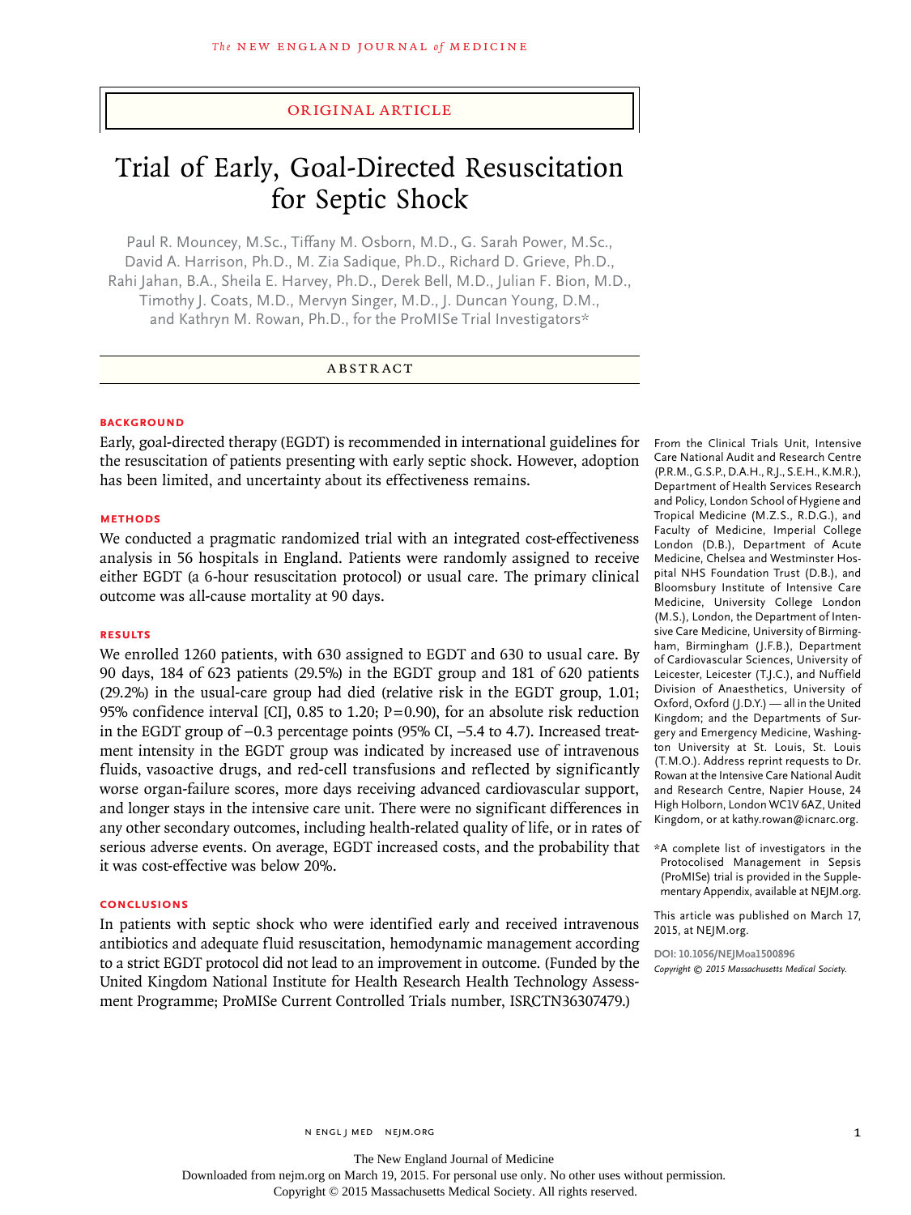ORIGINAL ARTICLE

# Trial of Early, Goal-Directed Resuscitation for Septic Shock

Paul R. Mouncey, M.Sc., Tiffany M. Osborn, M.D., G. Sarah Power, M.Sc., David A. Harrison, Ph.D., M. Zia Sadique, Ph.D., Richard D. Grieve, Ph.D., Rahi Jahan, B.A., Sheila E. Harvey, Ph.D., Derek Bell, M.D., Julian F. Bion, M.D., Timothy J. Coats, M.D., Mervyn Singer, M.D., J. Duncan Young, D.M., and Kathryn M. Rowan, Ph.D., for the ProMISe Trial Investigators*

## ABSTRACT

### BACKGROUND

Early, goal-directed therapy (EGDT) is recommended in international guidelines for the resuscitation of patients presenting with early septic shock. However, adoption has been limited, and uncertainty about its effectiveness remains.

### METHODS

We conducted a pragmatic randomized trial with an integrated cost-effectiveness analysis in 56 hospitals in England. Patients were randomly assigned to receive either EGDT (a 6-hour resuscitation protocol) or usual care. The primary clinical outcome was all-cause mortality at 90 days.

### RESULTS

We enrolled 1260 patients, with 630 assigned to EGDT and 630 to usual care. By 90 days, 184 of 623 patients (29.5%) in the EGDT group and 181 of 620 patients (29.2%) in the usual-care group had died (relative risk in the EGDT group, 1.01; 95% confidence interval [CI], 0.85 to 1.20; P=0.90), for an absolute risk reduction in the EGDT group of −0.3 percentage points (95% CI, −5.4 to 4.7). Increased treatment intensity in the EGDT group was indicated by increased use of intravenous fluids, vasoactive drugs, and red-cell transfusions and reflected by significantly worse organ-failure scores, more days receiving advanced cardiovascular support, and longer stays in the intensive care unit. There were no significant differences in any other secondary outcomes, including health-related quality of life, or in rates of serious adverse events. On average, EGDT increased costs, and the probability that it was cost-effective was below 20%.

### CONCLUSIONS

In patients with septic shock who were identified early and received intravenous antibiotics and adequate fluid resuscitation, hemodynamic management according to a strict EGDT protocol did not lead to an improvement in outcome. (Funded by the United Kingdom National Institute for Health Research Health Technology Assessment Programme; ProMISe Current Controlled Trials number, ISRCTN36307479.)

From the Clinical Trials Unit, Intensive Care National Audit and Research Centre (P.R.M., G.S.P., D.A.H., R.J., S.E.H., K.M.R.), Department of Health Services Research and Policy, London School of Hygiene and Tropical Medicine (M.Z.S., R.D.G.), and Faculty of Medicine, Imperial College London (D.B.), Department of Acute Medicine, Chelsea and Westminster Hospital NHS Foundation Trust (D.B.), and Bloomsbury Institute of Intensive Care Medicine, University College London (M.S.), London, the Department of Intensive Care Medicine, University of Birmingham, Birmingham (J.F.B.), Department of Cardiovascular Sciences, University of Leicester, Leicester (T.J.C.), and Nuffield Division of Anaesthetics, University of Oxford, Oxford (J.D.Y.) — all in the United Kingdom; and the Departments of Surgery and Emergency Medicine, Washington University at St. Louis, St. Louis (T.M.O.). Address reprint requests to Dr. Rowan at the Intensive Care National Audit and Research Centre, Napier House, 24 High Holborn, London WC1V 6AZ, United Kingdom, or at kathy.rowan@icnarc.org.

*A complete list of investigators in the Protocolised Management in Sepsis (ProMISe) trial is provided in the Supplementary Appendix, available at NEJM.org.

This article was published on March 17, 2015, at NEJM.org.

DOI: 10.1056/NEJMoa1500896

*Copyright © 2015 Massachusetts Medical Society.*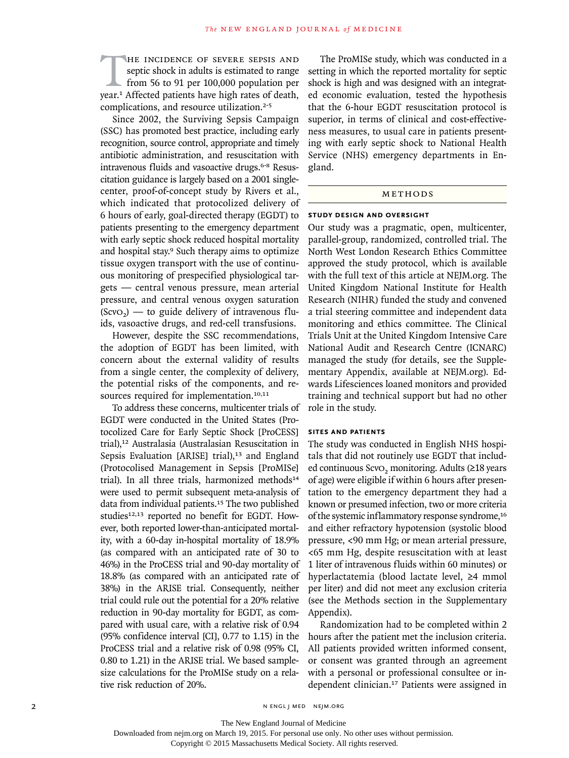The incidence of severe sepsis and septic shock in adults is estimated to range from 56 to 91 per 100,000 population per year.[1] Affected patients have high rates of death, complications, and resource utilization.[2-5]

Since 2002, the Surviving Sepsis Campaign (SSC) has promoted best practice, including early recognition, source control, appropriate and timely antibiotic administration, and resuscitation with intravenous fluids and vasoactive drugs.[6-8] Resuscitation guidance is largely based on a 2001 single-center, proof-of-concept study by Rivers et al., which indicated that protocolized delivery of 6 hours of early, goal-directed therapy (EGDT) to patients presenting to the emergency department with early septic shock reduced hospital mortality and hospital stay.[9] Such therapy aims to optimize tissue oxygen transport with the use of continuous monitoring of prespecified physiological targets — central venous pressure, mean arterial pressure, and central venous oxygen saturation ($ScvO_2$) — to guide delivery of intravenous fluids, vasoactive drugs, and red-cell transfusions.

However, despite the SSC recommendations, the adoption of EGDT has been limited, with concern about the external validity of results from a single center, the complexity of delivery, the potential risks of the components, and resources required for implementation.[10,11]

To address these concerns, multicenter trials of EGDT were conducted in the United States (Protocolized Care for Early Septic Shock [ProCESS] trial),[12] Australasia (Australasian Resuscitation in Sepsis Evaluation [ARISE] trial),[13] and England (Protocolised Management in Sepsis [ProMISe] trial). In all three trials, harmonized methods[14] were used to permit subsequent meta-analysis of data from individual patients.[15] The two published studies[12,13] reported no benefit for EGDT. However, both reported lower-than-anticipated mortality, with a 60-day in-hospital mortality of 18.9% (as compared with an anticipated rate of 30 to 46%) in the ProCESS trial and 90-day mortality of 18.8% (as compared with an anticipated rate of 38%) in the ARISE trial. Consequently, neither trial could rule out the potential for a 20% relative reduction in 90-day mortality for EGDT, as compared with usual care, with a relative risk of 0.94 (95% confidence interval [CI], 0.77 to 1.15) in the ProCESS trial and a relative risk of 0.98 (95% CI, 0.80 to 1.21) in the ARISE trial. We based sample-size calculations for the ProMISe study on a relative risk reduction of 20%.

The ProMISe study, which was conducted in a setting in which the reported mortality for septic shock is high and was designed with an integrated economic evaluation, tested the hypothesis that the 6-hour EGDT resuscitation protocol is superior, in terms of clinical and cost-effectiveness measures, to usual care in patients presenting with early septic shock to National Health Service (NHS) emergency departments in England.

## Methods

### Study Design and Oversight

Our study was a pragmatic, open, multicenter, parallel-group, randomized, controlled trial. The North West London Research Ethics Committee approved the study protocol, which is available with the full text of this article at NEJM.org. The United Kingdom National Institute for Health Research (NIHR) funded the study and convened a trial steering committee and independent data monitoring and ethics committee. The Clinical Trials Unit at the United Kingdom Intensive Care National Audit and Research Centre (ICNARC) managed the study (for details, see the Supplementary Appendix, available at NEJM.org). Edwards Lifesciences loaned monitors and provided training and technical support but had no other role in the study.

### Sites and Patients

The study was conducted in English NHS hospitals that did not routinely use EGDT that included continuous $ScvO_2$ monitoring. Adults (≥18 years of age) were eligible if within 6 hours after presentation to the emergency department they had a known or presumed infection, two or more criteria of the systemic inflammatory response syndrome,[16] and either refractory hypotension (systolic blood pressure, <90 mm Hg; or mean arterial pressure, <65 mm Hg, despite resuscitation with at least 1 liter of intravenous fluids within 60 minutes) or hyperlactatemia (blood lactate level, ≥4 mmol per liter) and did not meet any exclusion criteria (see the Methods section in the Supplementary Appendix).

Randomization had to be completed within 2 hours after the patient met the inclusion criteria. All patients provided written informed consent, or consent was granted through an agreement with a personal or professional consultee or independent clinician.[17] Patients were assigned in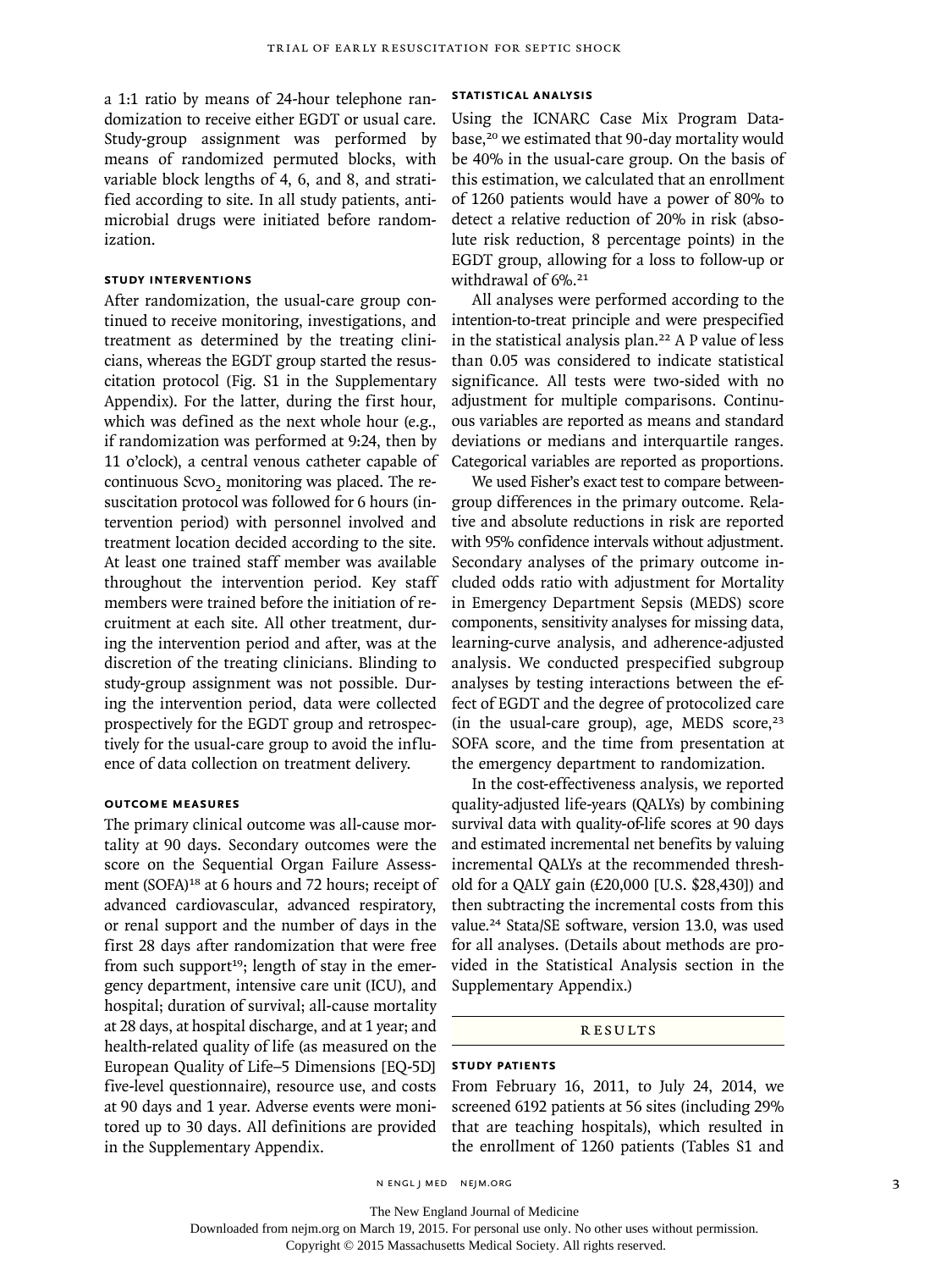a 1:1 ratio by means of 24-hour telephone randomization to receive either EGDT or usual care. Study-group assignment was performed by means of randomized permuted blocks, with variable block lengths of 4, 6, and 8, and stratified according to site. In all study patients, antimicrobial drugs were initiated before randomization.

### STUDY INTERVENTIONS

After randomization, the usual-care group continued to receive monitoring, investigations, and treatment as determined by the treating clinicians, whereas the EGDT group started the resuscitation protocol (Fig. S1 in the Supplementary Appendix). For the latter, during the first hour, which was defined as the next whole hour (e.g., if randomization was performed at 9:24, then by 11 o'clock), a central venous catheter capable of continuous $ScvO_2$ monitoring was placed. The resuscitation protocol was followed for 6 hours (intervention period) with personnel involved and treatment location decided according to the site. At least one trained staff member was available throughout the intervention period. Key staff members were trained before the initiation of recruitment at each site. All other treatment, during the intervention period and after, was at the discretion of the treating clinicians. Blinding to study-group assignment was not possible. During the intervention period, data were collected prospectively for the EGDT group and retrospectively for the usual-care group to avoid the influence of data collection on treatment delivery.

### OUTCOME MEASURES

The primary clinical outcome was all-cause mortality at 90 days. Secondary outcomes were the score on the Sequential Organ Failure Assessment (SOFA)[18] at 6 hours and 72 hours; receipt of advanced cardiovascular, advanced respiratory, or renal support and the number of days in the first 28 days after randomization that were free from such support[19]; length of stay in the emergency department, intensive care unit (ICU), and hospital; duration of survival; all-cause mortality at 28 days, at hospital discharge, and at 1 year; and health-related quality of life (as measured on the European Quality of Life–5 Dimensions [EQ-5D] five-level questionnaire), resource use, and costs at 90 days and 1 year. Adverse events were monitored up to 30 days. All definitions are provided in the Supplementary Appendix.

### STATISTICAL ANALYSIS

Using the ICNARC Case Mix Program Database,[20] we estimated that 90-day mortality would be 40% in the usual-care group. On the basis of this estimation, we calculated that an enrollment of 1260 patients would have a power of 80% to detect a relative reduction of 20% in risk (absolute risk reduction, 8 percentage points) in the EGDT group, allowing for a loss to follow-up or withdrawal of 6%.[21]

All analyses were performed according to the intention-to-treat principle and were prespecified in the statistical analysis plan.[22] A P value of less than 0.05 was considered to indicate statistical significance. All tests were two-sided with no adjustment for multiple comparisons. Continuous variables are reported as means and standard deviations or medians and interquartile ranges. Categorical variables are reported as proportions.

We used Fisher's exact test to compare between-group differences in the primary outcome. Relative and absolute reductions in risk are reported with 95% confidence intervals without adjustment. Secondary analyses of the primary outcome included odds ratio with adjustment for Mortality in Emergency Department Sepsis (MEDS) score components, sensitivity analyses for missing data, learning-curve analysis, and adherence-adjusted analysis. We conducted prespecified subgroup analyses by testing interactions between the effect of EGDT and the degree of protocolized care (in the usual-care group), age, MEDS score,[23] SOFA score, and the time from presentation at the emergency department to randomization.

In the cost-effectiveness analysis, we reported quality-adjusted life-years (QALYs) by combining survival data with quality-of-life scores at 90 days and estimated incremental net benefits by valuing incremental QALYs at the recommended threshold for a QALY gain (£20,000 [U.S. $28,430]) and then subtracting the incremental costs from this value.[24] Stata/SE software, version 13.0, was used for all analyses. (Details about methods are provided in the Statistical Analysis section in the Supplementary Appendix.)

## RESULTS

### STUDY PATIENTS

From February 16, 2011, to July 24, 2014, we screened 6192 patients at 56 sites (including 29% that are teaching hospitals), which resulted in the enrollment of 1260 patients (Tables S1 and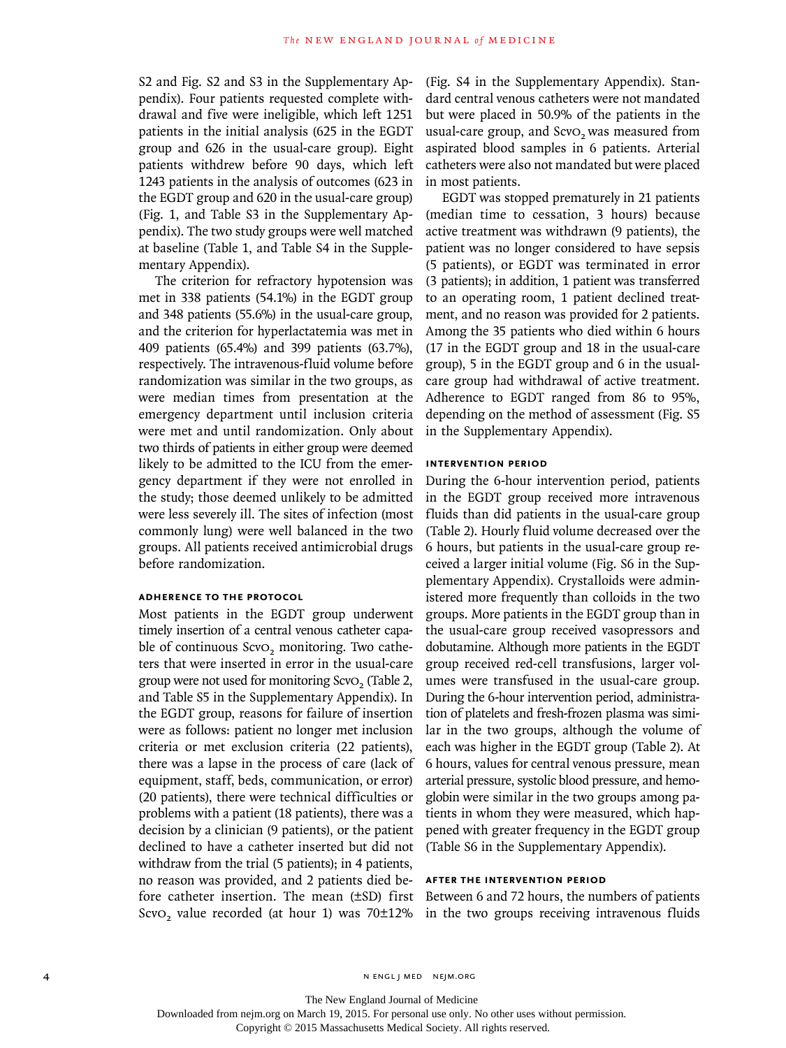S2 and Fig. S2 and S3 in the Supplementary Appendix). Four patients requested complete withdrawal and five were ineligible, which left 1251 patients in the initial analysis (625 in the EGDT group and 626 in the usual-care group). Eight patients withdrew before 90 days, which left 1243 patients in the analysis of outcomes (623 in the EGDT group and 620 in the usual-care group) (Fig. 1, and Table S3 in the Supplementary Appendix). The two study groups were well matched at baseline (Table 1, and Table S4 in the Supplementary Appendix).

The criterion for refractory hypotension was met in 338 patients (54.1%) in the EGDT group and 348 patients (55.6%) in the usual-care group, and the criterion for hyperlactatemia was met in 409 patients (65.4%) and 399 patients (63.7%), respectively. The intravenous-fluid volume before randomization was similar in the two groups, as were median times from presentation at the emergency department until inclusion criteria were met and until randomization. Only about two thirds of patients in either group were deemed likely to be admitted to the ICU from the emergency department if they were not enrolled in the study; those deemed unlikely to be admitted were less severely ill. The sites of infection (most commonly lung) were well balanced in the two groups. All patients received antimicrobial drugs before randomization.

### ADHERENCE TO THE PROTOCOL

Most patients in the EGDT group underwent timely insertion of a central venous catheter capable of continuous $\text{Scv}O_2$ monitoring. Two catheters that were inserted in error in the usual-care group were not used for monitoring $\text{Scv}O_2$ (Table 2, and Table S5 in the Supplementary Appendix). In the EGDT group, reasons for failure of insertion were as follows: patient no longer met inclusion criteria or met exclusion criteria (22 patients), there was a lapse in the process of care (lack of equipment, staff, beds, communication, or error) (20 patients), there were technical difficulties or problems with a patient (18 patients), there was a decision by a clinician (9 patients), or the patient declined to have a catheter inserted but did not withdraw from the trial (5 patients); in 4 patients, no reason was provided, and 2 patients died before catheter insertion. The mean (±SD) first $\text{Scv}O_2$ value recorded (at hour 1) was 70±12% (Fig. S4 in the Supplementary Appendix). Standard central venous catheters were not mandated but were placed in 50.9% of the patients in the usual-care group, and $\text{Scv}O_2$ was measured from aspirated blood samples in 6 patients. Arterial catheters were also not mandated but were placed in most patients.

EGDT was stopped prematurely in 21 patients (median time to cessation, 3 hours) because active treatment was withdrawn (9 patients), the patient was no longer considered to have sepsis (5 patients), or EGDT was terminated in error (3 patients); in addition, 1 patient was transferred to an operating room, 1 patient declined treatment, and no reason was provided for 2 patients. Among the 35 patients who died within 6 hours (17 in the EGDT group and 18 in the usual-care group), 5 in the EGDT group and 6 in the usual-care group had withdrawal of active treatment. Adherence to EGDT ranged from 86 to 95%, depending on the method of assessment (Fig. S5 in the Supplementary Appendix).

### INTERVENTION PERIOD

During the 6-hour intervention period, patients in the EGDT group received more intravenous fluids than did patients in the usual-care group (Table 2). Hourly fluid volume decreased over the 6 hours, but patients in the usual-care group received a larger initial volume (Fig. S6 in the Supplementary Appendix). Crystalloids were administered more frequently than colloids in the two groups. More patients in the EGDT group than in the usual-care group received vasopressors and dobutamine. Although more patients in the EGDT group received red-cell transfusions, larger volumes were transfused in the usual-care group. During the 6-hour intervention period, administration of platelets and fresh-frozen plasma was similar in the two groups, although the volume of each was higher in the EGDT group (Table 2). At 6 hours, values for central venous pressure, mean arterial pressure, systolic blood pressure, and hemoglobin were similar in the two groups among patients in whom they were measured, which happened with greater frequency in the EGDT group (Table S6 in the Supplementary Appendix).

### AFTER THE INTERVENTION PERIOD

Between 6 and 72 hours, the numbers of patients in the two groups receiving intravenous fluids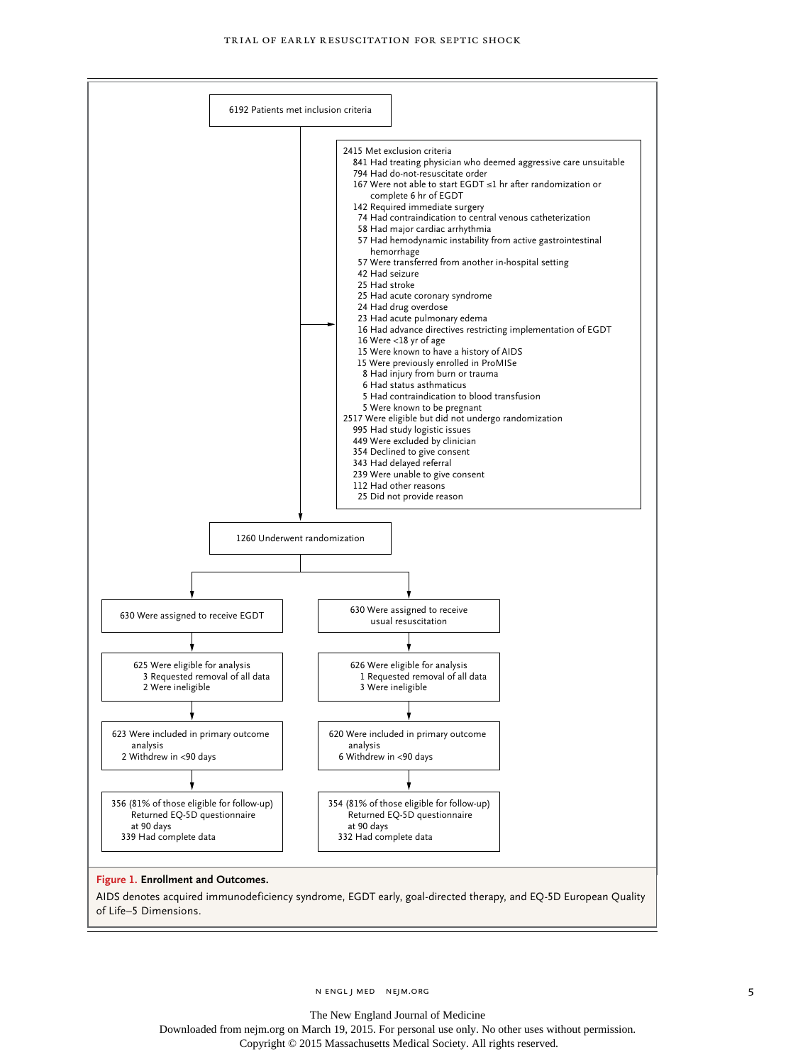6192 Patients met inclusion criteria

2415 Met exclusion criteria
- 841 Had treating physician who deemed aggressive care unsuitable
- 794 Had do-not-resuscitate order
- 167 Were not able to start EGDT ≤1 hr after randomization or complete 6 hr of EGDT
- 142 Required immediate surgery
- 74 Had contraindication to central venous catheterization
- 58 Had major cardiac arrhythmia
- 57 Had hemodynamic instability from active gastrointestinal hemorrhage
- 57 Were transferred from another in-hospital setting
- 42 Had seizure
- 25 Had stroke
- 25 Had acute coronary syndrome
- 24 Had drug overdose
- 23 Had acute pulmonary edema
- 16 Had advance directives restricting implementation of EGDT
- 16 Were <18 yr of age
- 15 Were known to have a history of AIDS
- 15 Were previously enrolled in ProMISe
- 8 Had injury from burn or trauma
- 6 Had status asthmaticus
- 5 Had contraindication to blood transfusion
- 5 Were known to be pregnant

2517 Were eligible but did not undergo randomization
- 995 Had study logistic issues
- 449 Were excluded by clinician
- 354 Declined to give consent
- 343 Had delayed referral
- 239 Were unable to give consent
- 112 Had other reasons
- 25 Did not provide reason

1260 Underwent randomization

| EGDT | Usual resuscitation |
|---|---|
| 630 Were assigned to receive EGDT | 630 Were assigned to receive usual resuscitation |
| 625 Were eligible for analysis; 3 Requested removal of all data; 2 Were ineligible | 626 Were eligible for analysis; 1 Requested removal of all data; 3 Were ineligible |
| 623 Were included in primary outcome analysis; 2 Withdrew in <90 days | 620 Were included in primary outcome analysis; 6 Withdrew in <90 days |
| 356 (81% of those eligible for follow-up) Returned EQ-5D questionnaire at 90 days; 339 Had complete data | 354 (81% of those eligible for follow-up) Returned EQ-5D questionnaire at 90 days; 332 Had complete data |

**Figure 1. Enrollment and Outcomes.**

AIDS denotes acquired immunodeficiency syndrome, EGDT early, goal-directed therapy, and EQ-5D European Quality of Life–5 Dimensions.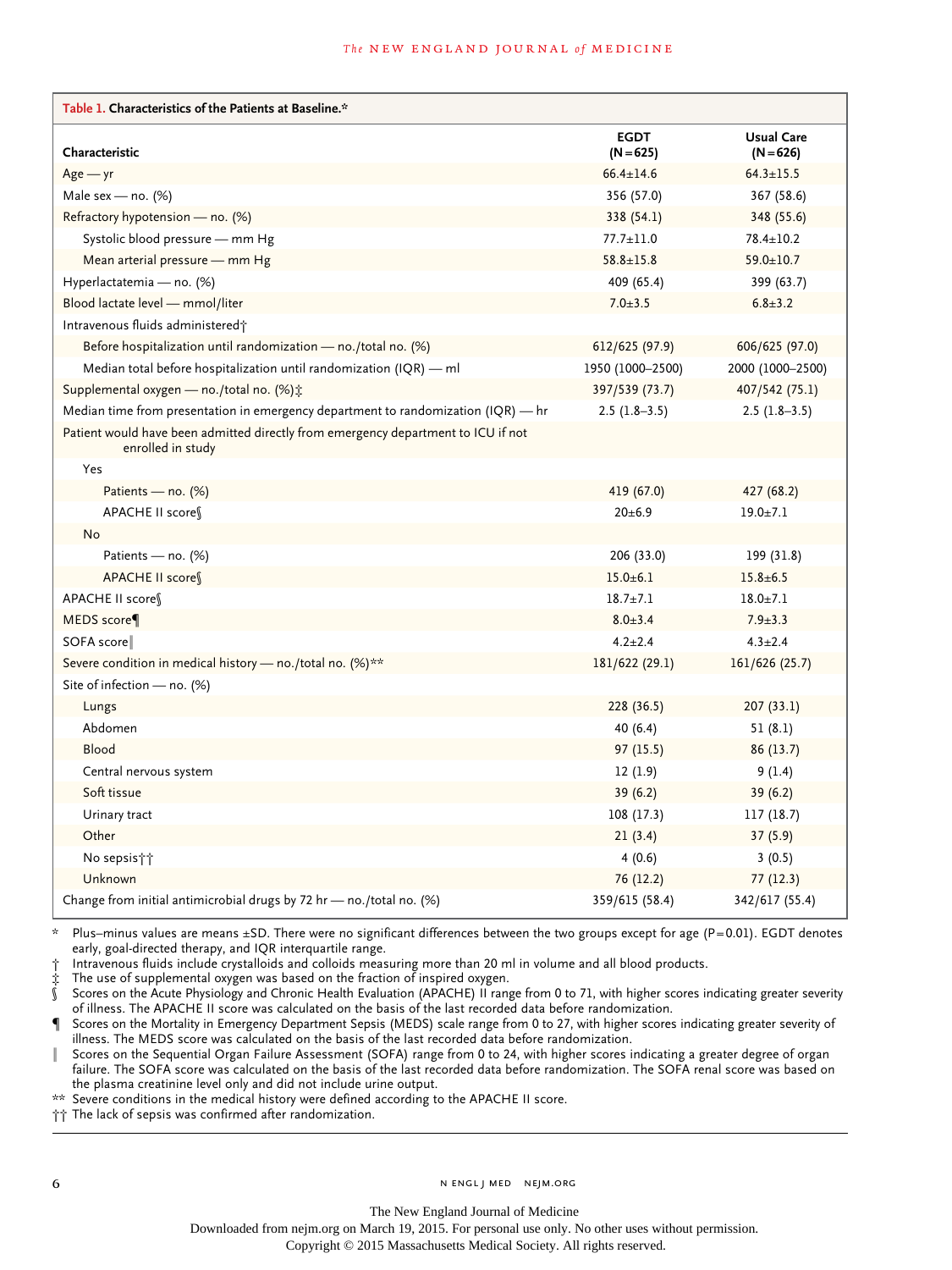**Table 1. Characteristics of the Patients at Baseline.***

| Characteristic | EGDT (N=625) | Usual Care (N=626) |
|---|---|---|
| Age — yr | 66.4±14.6 | 64.3±15.5 |
| Male sex — no. (%) | 356 (57.0) | 367 (58.6) |
| Refractory hypotension — no. (%) | 338 (54.1) | 348 (55.6) |
| Systolic blood pressure — mm Hg | 77.7±11.0 | 78.4±10.2 |
| Mean arterial pressure — mm Hg | 58.8±15.8 | 59.0±10.7 |
| Hyperlactatemia — no. (%) | 409 (65.4) | 399 (63.7) |
| Blood lactate level — mmol/liter | 7.0±3.5 | 6.8±3.2 |
| Intravenous fluids administered† | | |
| Before hospitalization until randomization — no./total no. (%) | 612/625 (97.9) | 606/625 (97.0) |
| Median total before hospitalization until randomization (IQR) — ml | 1950 (1000–2500) | 2000 (1000–2500) |
| Supplemental oxygen — no./total no. (%)‡ | 397/539 (73.7) | 407/542 (75.1) |
| Median time from presentation in emergency department to randomization (IQR) — hr | 2.5 (1.8–3.5) | 2.5 (1.8–3.5) |
| Patient would have been admitted directly from emergency department to ICU if not enrolled in study | | |
| Yes | | |
| Patients — no. (%) | 419 (67.0) | 427 (68.2) |
| APACHE II score§ | 20±6.9 | 19.0±7.1 |
| No | | |
| Patients — no. (%) | 206 (33.0) | 199 (31.8) |
| APACHE II score§ | 15.0±6.1 | 15.8±6.5 |
| APACHE II score§ | 18.7±7.1 | 18.0±7.1 |
| MEDS score¶ | 8.0±3.4 | 7.9±3.3 |
| SOFA score‖ | 4.2±2.4 | 4.3±2.4 |
| Severe condition in medical history — no./total no. (%)** | 181/622 (29.1) | 161/626 (25.7) |
| Site of infection — no. (%) | | |
| Lungs | 228 (36.5) | 207 (33.1) |
| Abdomen | 40 (6.4) | 51 (8.1) |
| Blood | 97 (15.5) | 86 (13.7) |
| Central nervous system | 12 (1.9) | 9 (1.4) |
| Soft tissue | 39 (6.2) | 39 (6.2) |
| Urinary tract | 108 (17.3) | 117 (18.7) |
| Other | 21 (3.4) | 37 (5.9) |
| No sepsis†† | 4 (0.6) | 3 (0.5) |
| Unknown | 76 (12.2) | 77 (12.3) |
| Change from initial antimicrobial drugs by 72 hr — no./total no. (%) | 359/615 (58.4) | 342/617 (55.4) |

\* Plus–minus values are means ±SD. There were no significant differences between the two groups except for age (P=0.01). EGDT denotes early, goal-directed therapy, and IQR interquartile range.

† Intravenous fluids include crystalloids and colloids measuring more than 20 ml in volume and all blood products.

‡ The use of supplemental oxygen was based on the fraction of inspired oxygen.

§ Scores on the Acute Physiology and Chronic Health Evaluation (APACHE) II range from 0 to 71, with higher scores indicating greater severity of illness. The APACHE II score was calculated on the basis of the last recorded data before randomization.

¶ Scores on the Mortality in Emergency Department Sepsis (MEDS) scale range from 0 to 27, with higher scores indicating greater severity of illness. The MEDS score was calculated on the basis of the last recorded data before randomization.

‖ Scores on the Sequential Organ Failure Assessment (SOFA) range from 0 to 24, with higher scores indicating a greater degree of organ failure. The SOFA score was calculated on the basis of the last recorded data before randomization. The SOFA renal score was based on the plasma creatinine level only and did not include urine output.

** Severe conditions in the medical history were defined according to the APACHE II score.

†† The lack of sepsis was confirmed after randomization.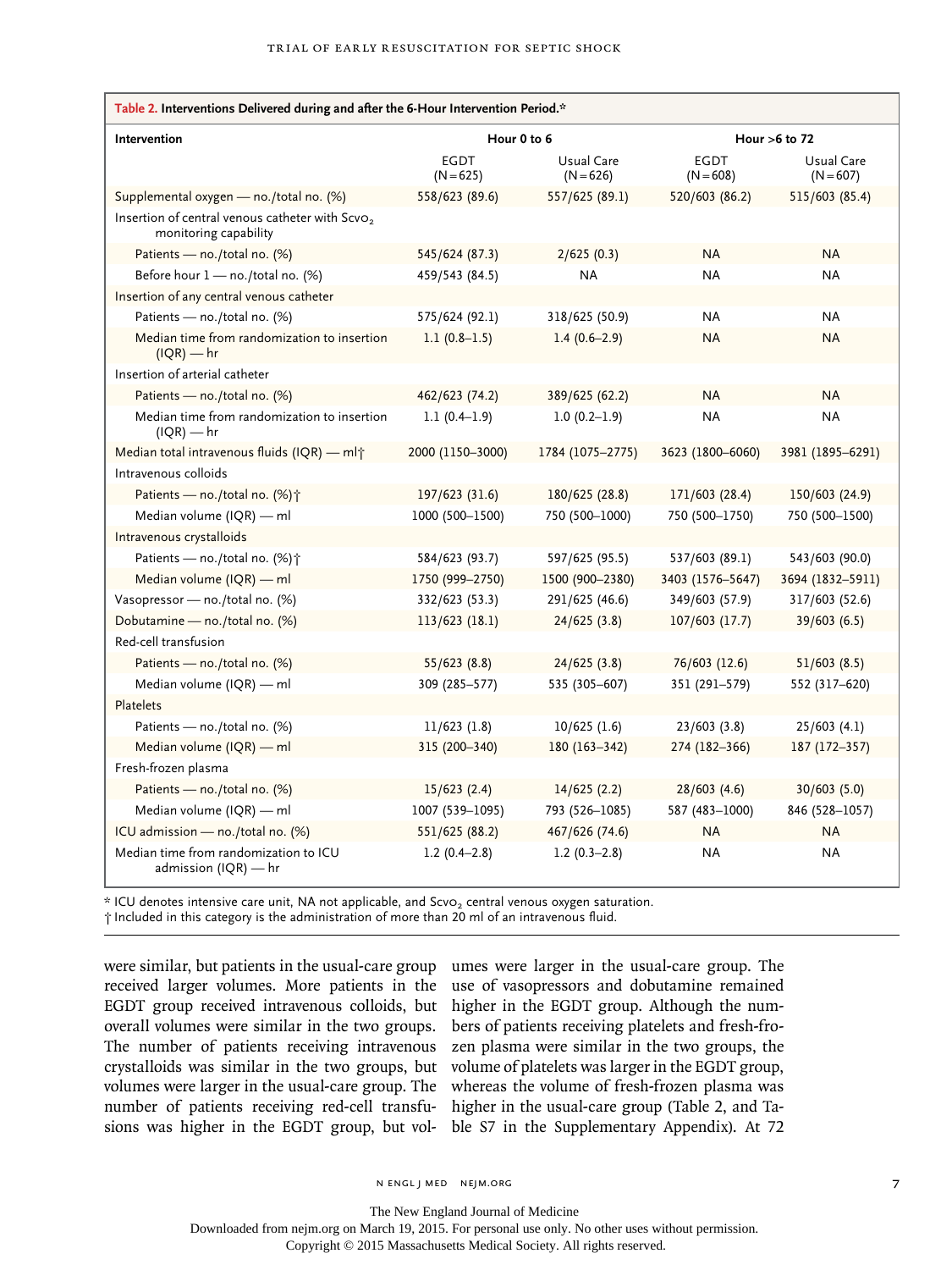**Table 2. Interventions Delivered during and after the 6-Hour Intervention Period.***

| Intervention | Hour 0 to 6 | | Hour >6 to 72 | |
|---|---|---|---|---|
| | EGDT (N=625) | Usual Care (N=626) | EGDT (N=608) | Usual Care (N=607) |
| Supplemental oxygen — no./total no. (%) | 558/623 (89.6) | 557/625 (89.1) | 520/603 (86.2) | 515/603 (85.4) |
| Insertion of central venous catheter with $Scvo_2$ monitoring capability | | | | |
| Patients — no./total no. (%) | 545/624 (87.3) | 2/625 (0.3) | NA | NA |
| Before hour 1 — no./total no. (%) | 459/543 (84.5) | NA | NA | NA |
| Insertion of any central venous catheter | | | | |
| Patients — no./total no. (%) | 575/624 (92.1) | 318/625 (50.9) | NA | NA |
| Median time from randomization to insertion (IQR) — hr | 1.1 (0.8–1.5) | 1.4 (0.6–2.9) | NA | NA |
| Insertion of arterial catheter | | | | |
| Patients — no./total no. (%) | 462/623 (74.2) | 389/625 (62.2) | NA | NA |
| Median time from randomization to insertion (IQR) — hr | 1.1 (0.4–1.9) | 1.0 (0.2–1.9) | NA | NA |
| Median total intravenous fluids (IQR) — ml† | 2000 (1150–3000) | 1784 (1075–2775) | 3623 (1800–6060) | 3981 (1895–6291) |
| Intravenous colloids | | | | |
| Patients — no./total no. (%)† | 197/623 (31.6) | 180/625 (28.8) | 171/603 (28.4) | 150/603 (24.9) |
| Median volume (IQR) — ml | 1000 (500–1500) | 750 (500–1000) | 750 (500–1750) | 750 (500–1500) |
| Intravenous crystalloids | | | | |
| Patients — no./total no. (%)† | 584/623 (93.7) | 597/625 (95.5) | 537/603 (89.1) | 543/603 (90.0) |
| Median volume (IQR) — ml | 1750 (999–2750) | 1500 (900–2380) | 3403 (1576–5647) | 3694 (1832–5911) |
| Vasopressor — no./total no. (%) | 332/623 (53.3) | 291/625 (46.6) | 349/603 (57.9) | 317/603 (52.6) |
| Dobutamine — no./total no. (%) | 113/623 (18.1) | 24/625 (3.8) | 107/603 (17.7) | 39/603 (6.5) |
| Red-cell transfusion | | | | |
| Patients — no./total no. (%) | 55/623 (8.8) | 24/625 (3.8) | 76/603 (12.6) | 51/603 (8.5) |
| Median volume (IQR) — ml | 309 (285–577) | 535 (305–607) | 351 (291–579) | 552 (317–620) |
| Platelets | | | | |
| Patients — no./total no. (%) | 11/623 (1.8) | 10/625 (1.6) | 23/603 (3.8) | 25/603 (4.1) |
| Median volume (IQR) — ml | 315 (200–340) | 180 (163–342) | 274 (182–366) | 187 (172–357) |
| Fresh-frozen plasma | | | | |
| Patients — no./total no. (%) | 15/623 (2.4) | 14/625 (2.2) | 28/603 (4.6) | 30/603 (5.0) |
| Median volume (IQR) — ml | 1007 (539–1095) | 793 (526–1085) | 587 (483–1000) | 846 (528–1057) |
| ICU admission — no./total no. (%) | 551/625 (88.2) | 467/626 (74.6) | NA | NA |
| Median time from randomization to ICU admission (IQR) — hr | 1.2 (0.4–2.8) | 1.2 (0.3–2.8) | NA | NA |

\* ICU denotes intensive care unit, NA not applicable, and $Scvo_2$ central venous oxygen saturation.
† Included in this category is the administration of more than 20 ml of an intravenous fluid.

were similar, but patients in the usual-care group received larger volumes. More patients in the EGDT group received intravenous colloids, but overall volumes were similar in the two groups. The number of patients receiving intravenous crystalloids was similar in the two groups, but volumes were larger in the usual-care group. The number of patients receiving red-cell transfusions was higher in the EGDT group, but volumes were larger in the usual-care group. The use of vasopressors and dobutamine remained higher in the EGDT group. Although the numbers of patients receiving platelets and fresh-frozen plasma were similar in the two groups, the volume of platelets was larger in the EGDT group, whereas the volume of fresh-frozen plasma was higher in the usual-care group (Table 2, and Table S7 in the Supplementary Appendix). At 72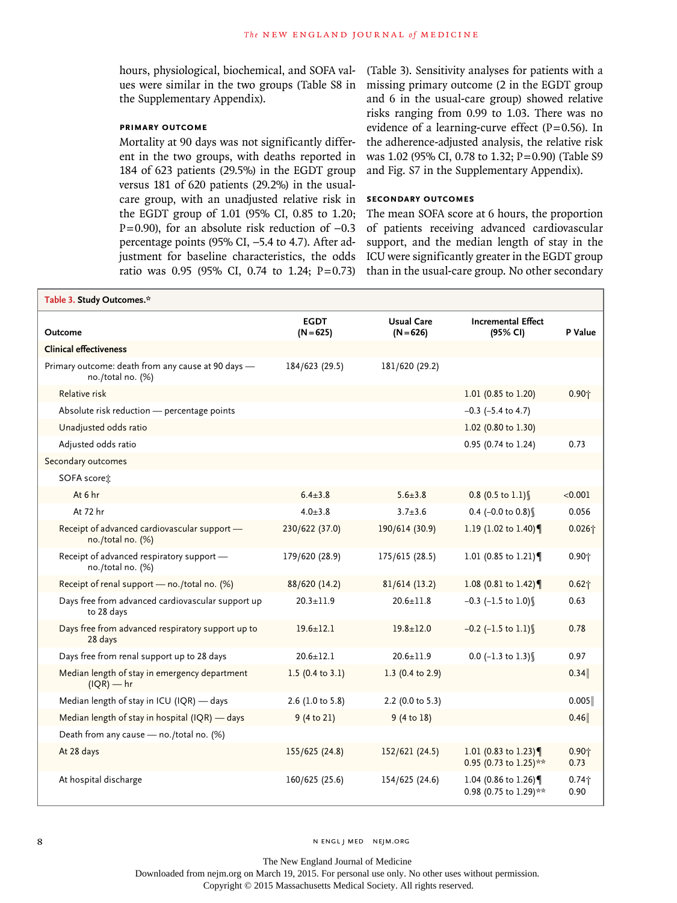hours, physiological, biochemical, and SOFA values were similar in the two groups (Table S8 in the Supplementary Appendix).

### PRIMARY OUTCOME

Mortality at 90 days was not significantly different in the two groups, with deaths reported in 184 of 623 patients (29.5%) in the EGDT group versus 181 of 620 patients (29.2%) in the usual-care group, with an unadjusted relative risk in the EGDT group of 1.01 (95% CI, 0.85 to 1.20; P=0.90), for an absolute risk reduction of −0.3 percentage points (95% CI, −5.4 to 4.7). After adjustment for baseline characteristics, the odds ratio was 0.95 (95% CI, 0.74 to 1.24; P=0.73) (Table 3). Sensitivity analyses for patients with a missing primary outcome (2 in the EGDT group and 6 in the usual-care group) showed relative risks ranging from 0.99 to 1.03. There was no evidence of a learning-curve effect (P=0.56). In the adherence-adjusted analysis, the relative risk was 1.02 (95% CI, 0.78 to 1.32; P=0.90) (Table S9 and Fig. S7 in the Supplementary Appendix).

### SECONDARY OUTCOMES

The mean SOFA score at 6 hours, the proportion of patients receiving advanced cardiovascular support, and the median length of stay in the ICU were significantly greater in the EGDT group than in the usual-care group. No other secondary

**Table 3. Study Outcomes.***

| Outcome | EGDT (N=625) | Usual Care (N=626) | Incremental Effect (95% CI) | P Value |
|---|---|---|---|---|
| **Clinical effectiveness** | | | | |
| Primary outcome: death from any cause at 90 days — no./total no. (%) | 184/623 (29.5) | 181/620 (29.2) | | |
| Relative risk | | | 1.01 (0.85 to 1.20) | 0.90† |
| Absolute risk reduction — percentage points | | | −0.3 (−5.4 to 4.7) | |
| Unadjusted odds ratio | | | 1.02 (0.80 to 1.30) | |
| Adjusted odds ratio | | | 0.95 (0.74 to 1.24) | 0.73 |
| Secondary outcomes | | | | |
| SOFA score‡ | | | | |
| At 6 hr | 6.4±3.8 | 5.6±3.8 | 0.8 (0.5 to 1.1)§ | <0.001 |
| At 72 hr | 4.0±3.8 | 3.7±3.6 | 0.4 (−0.0 to 0.8)§ | 0.056 |
| Receipt of advanced cardiovascular support — no./total no. (%) | 230/622 (37.0) | 190/614 (30.9) | 1.19 (1.02 to 1.40)¶ | 0.026† |
| Receipt of advanced respiratory support — no./total no. (%) | 179/620 (28.9) | 175/615 (28.5) | 1.01 (0.85 to 1.21)¶ | 0.90† |
| Receipt of renal support — no./total no. (%) | 88/620 (14.2) | 81/614 (13.2) | 1.08 (0.81 to 1.42)¶ | 0.62† |
| Days free from advanced cardiovascular support up to 28 days | 20.3±11.9 | 20.6±11.8 | −0.3 (−1.5 to 1.0)§ | 0.63 |
| Days free from advanced respiratory support up to 28 days | 19.6±12.1 | 19.8±12.0 | −0.2 (−1.5 to 1.1)§ | 0.78 |
| Days free from renal support up to 28 days | 20.6±12.1 | 20.6±11.9 | 0.0 (−1.3 to 1.3)§ | 0.97 |
| Median length of stay in emergency department (IQR) — hr | 1.5 (0.4 to 3.1) | 1.3 (0.4 to 2.9) | | 0.34‖ |
| Median length of stay in ICU (IQR) — days | 2.6 (1.0 to 5.8) | 2.2 (0.0 to 5.3) | | 0.005‖ |
| Median length of stay in hospital (IQR) — days | 9 (4 to 21) | 9 (4 to 18) | | 0.46‖ |
| Death from any cause — no./total no. (%) | | | | |
| At 28 days | 155/625 (24.8) | 152/621 (24.5) | 1.01 (0.83 to 1.23)¶ 0.95 (0.73 to 1.25)** | 0.90† 0.73 |
| At hospital discharge | 160/625 (25.6) | 154/625 (24.6) | 1.04 (0.86 to 1.26)¶ 0.98 (0.75 to 1.29)** | 0.74† 0.90 |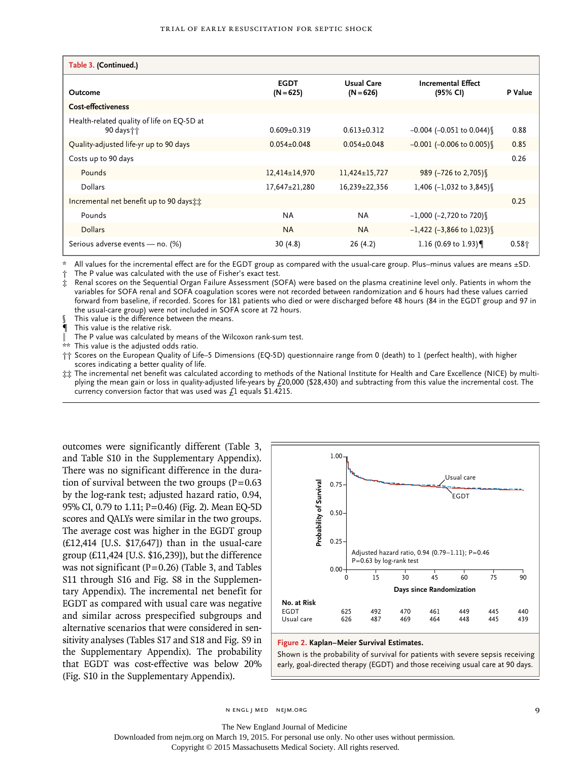**Table 3. (Continued.)**

| Outcome | EGDT (N=625) | Usual Care (N=626) | Incremental Effect (95% CI) | P Value |
|---|---|---|---|---|
| **Cost-effectiveness** | | | | |
| Health-related quality of life on EQ-5D at 90 days†† | 0.609±0.319 | 0.613±0.312 | −0.004 (−0.051 to 0.044)§ | 0.88 |
| Quality-adjusted life-yr up to 90 days | 0.054±0.048 | 0.054±0.048 | −0.001 (−0.006 to 0.005)§ | 0.85 |
| Costs up to 90 days | | | | 0.26 |
| Pounds | 12,414±14,970 | 11,424±15,727 | 989 (−726 to 2,705)§ | |
| Dollars | 17,647±21,280 | 16,239±22,356 | 1,406 (−1,032 to 3,845)§ | |
| Incremental net benefit up to 90 days‡‡ | | | | 0.25 |
| Pounds | NA | NA | −1,000 (−2,720 to 720)§ | |
| Dollars | NA | NA | −1,422 (−3,866 to 1,023)§ | |
| Serious adverse events — no. (%) | 30 (4.8) | 26 (4.2) | 1.16 (0.69 to 1.93)¶ | 0.58† |

\* All values for the incremental effect are for the EGDT group as compared with the usual-care group. Plus–minus values are means ±SD.
† The P value was calculated with the use of Fisher's exact test.
‡ Renal scores on the Sequential Organ Failure Assessment (SOFA) were based on the plasma creatinine level only. Patients in whom the variables for SOFA renal and SOFA coagulation scores were not recorded between randomization and 6 hours had these values carried forward from baseline, if recorded. Scores for 181 patients who died or were discharged before 48 hours (84 in the EGDT group and 97 in the usual-care group) were not included in SOFA score at 72 hours.
§ This value is the difference between the means.
¶ This value is the relative risk.
‖ The P value was calculated by means of the Wilcoxon rank-sum test.
\*\* This value is the adjusted odds ratio.
†† Scores on the European Quality of Life–5 Dimensions (EQ-5D) questionnaire range from 0 (death) to 1 (perfect health), with higher scores indicating a better quality of life.
‡‡ The incremental net benefit was calculated according to methods of the National Institute for Health and Care Excellence (NICE) by multiplying the mean gain or loss in quality-adjusted life-years by £20,000 ($28,430) and subtracting from this value the incremental cost. The currency conversion factor that was used was £1 equals $1.4215.

outcomes were significantly different (Table 3, and Table S10 in the Supplementary Appendix). There was no significant difference in the duration of survival between the two groups (P=0.63 by the log-rank test; adjusted hazard ratio, 0.94, 95% CI, 0.79 to 1.11; P=0.46) (Fig. 2). Mean EQ-5D scores and QALYs were similar in the two groups. The average cost was higher in the EGDT group (£12,414 [U.S. $17,647]) than in the usual-care group (£11,424 [U.S. $16,239]), but the difference was not significant (P=0.26) (Table 3, and Tables S11 through S16 and Fig. S8 in the Supplementary Appendix). The incremental net benefit for EGDT as compared with usual care was negative and similar across prespecified subgroups and alternative scenarios that were considered in sensitivity analyses (Tables S17 and S18 and Fig. S9 in the Supplementary Appendix). The probability that EGDT was cost-effective was below 20% (Fig. S10 in the Supplementary Appendix).

Adjusted hazard ratio, 0.94 (0.79–1.11); P=0.46
P=0.63 by log-rank test

| No. at Risk | 0 | 15 | 30 | 45 | 60 | 75 | 90 |
|---|---|---|---|---|---|---|---|
| EGDT | 625 | 492 | 470 | 461 | 449 | 445 | 440 |
| Usual care | 626 | 487 | 469 | 464 | 448 | 445 | 439 |

**Figure 2. Kaplan–Meier Survival Estimates.**

Shown is the probability of survival for patients with severe sepsis receiving early, goal-directed therapy (EGDT) and those receiving usual care at 90 days.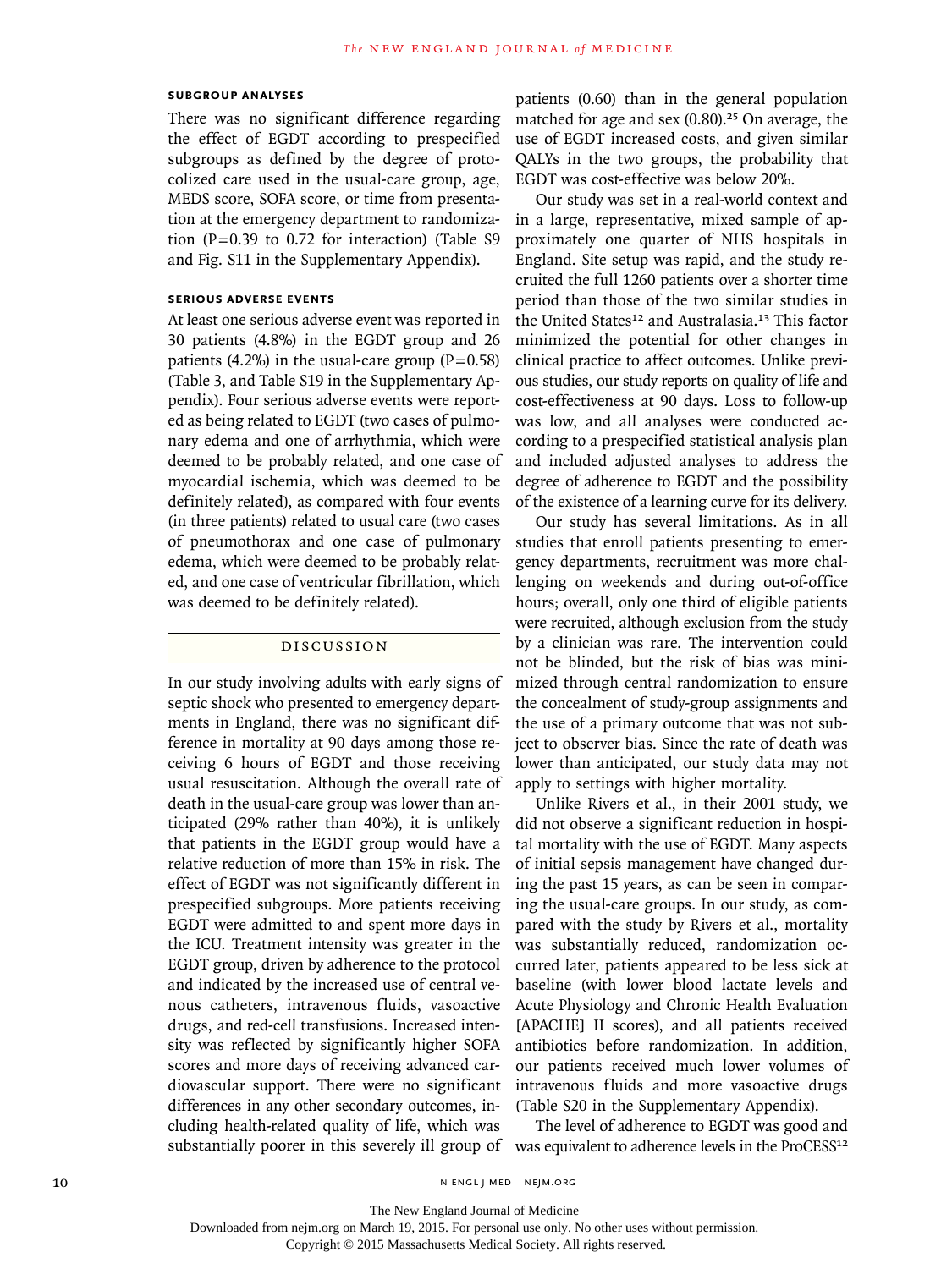### SUBGROUP ANALYSES

There was no significant difference regarding the effect of EGDT according to prespecified subgroups as defined by the degree of protocolized care used in the usual-care group, age, MEDS score, SOFA score, or time from presentation at the emergency department to randomization (P=0.39 to 0.72 for interaction) (Table S9 and Fig. S11 in the Supplementary Appendix).

### SERIOUS ADVERSE EVENTS

At least one serious adverse event was reported in 30 patients (4.8%) in the EGDT group and 26 patients (4.2%) in the usual-care group (P=0.58) (Table 3, and Table S19 in the Supplementary Appendix). Four serious adverse events were reported as being related to EGDT (two cases of pulmonary edema and one of arrhythmia, which were deemed to be probably related, and one case of myocardial ischemia, which was deemed to be definitely related), as compared with four events (in three patients) related to usual care (two cases of pneumothorax and one case of pulmonary edema, which were deemed to be probably related, and one case of ventricular fibrillation, which was deemed to be definitely related).

## DISCUSSION

In our study involving adults with early signs of septic shock who presented to emergency departments in England, there was no significant difference in mortality at 90 days among those receiving 6 hours of EGDT and those receiving usual resuscitation. Although the overall rate of death in the usual-care group was lower than anticipated (29% rather than 40%), it is unlikely that patients in the EGDT group would have a relative reduction of more than 15% in risk. The effect of EGDT was not significantly different in prespecified subgroups. More patients receiving EGDT were admitted to and spent more days in the ICU. Treatment intensity was greater in the EGDT group, driven by adherence to the protocol and indicated by the increased use of central venous catheters, intravenous fluids, vasoactive drugs, and red-cell transfusions. Increased intensity was reflected by significantly higher SOFA scores and more days of receiving advanced cardiovascular support. There were no significant differences in any other secondary outcomes, including health-related quality of life, which was substantially poorer in this severely ill group of patients (0.60) than in the general population matched for age and sex (0.80).[25] On average, the use of EGDT increased costs, and given similar QALYs in the two groups, the probability that EGDT was cost-effective was below 20%.

Our study was set in a real-world context and in a large, representative, mixed sample of approximately one quarter of NHS hospitals in England. Site setup was rapid, and the study recruited the full 1260 patients over a shorter time period than those of the two similar studies in the United States[12] and Australasia.[13] This factor minimized the potential for other changes in clinical practice to affect outcomes. Unlike previous studies, our study reports on quality of life and cost-effectiveness at 90 days. Loss to follow-up was low, and all analyses were conducted according to a prespecified statistical analysis plan and included adjusted analyses to address the degree of adherence to EGDT and the possibility of the existence of a learning curve for its delivery.

Our study has several limitations. As in all studies that enroll patients presenting to emergency departments, recruitment was more challenging on weekends and during out-of-office hours; overall, only one third of eligible patients were recruited, although exclusion from the study by a clinician was rare. The intervention could not be blinded, but the risk of bias was minimized through central randomization to ensure the concealment of study-group assignments and the use of a primary outcome that was not subject to observer bias. Since the rate of death was lower than anticipated, our study data may not apply to settings with higher mortality.

Unlike Rivers et al., in their 2001 study, we did not observe a significant reduction in hospital mortality with the use of EGDT. Many aspects of initial sepsis management have changed during the past 15 years, as can be seen in comparing the usual-care groups. In our study, as compared with the study by Rivers et al., mortality was substantially reduced, randomization occurred later, patients appeared to be less sick at baseline (with lower blood lactate levels and Acute Physiology and Chronic Health Evaluation [APACHE] II scores), and all patients received antibiotics before randomization. In addition, our patients received much lower volumes of intravenous fluids and more vasoactive drugs (Table S20 in the Supplementary Appendix).

The level of adherence to EGDT was good and was equivalent to adherence levels in the ProCESS[12]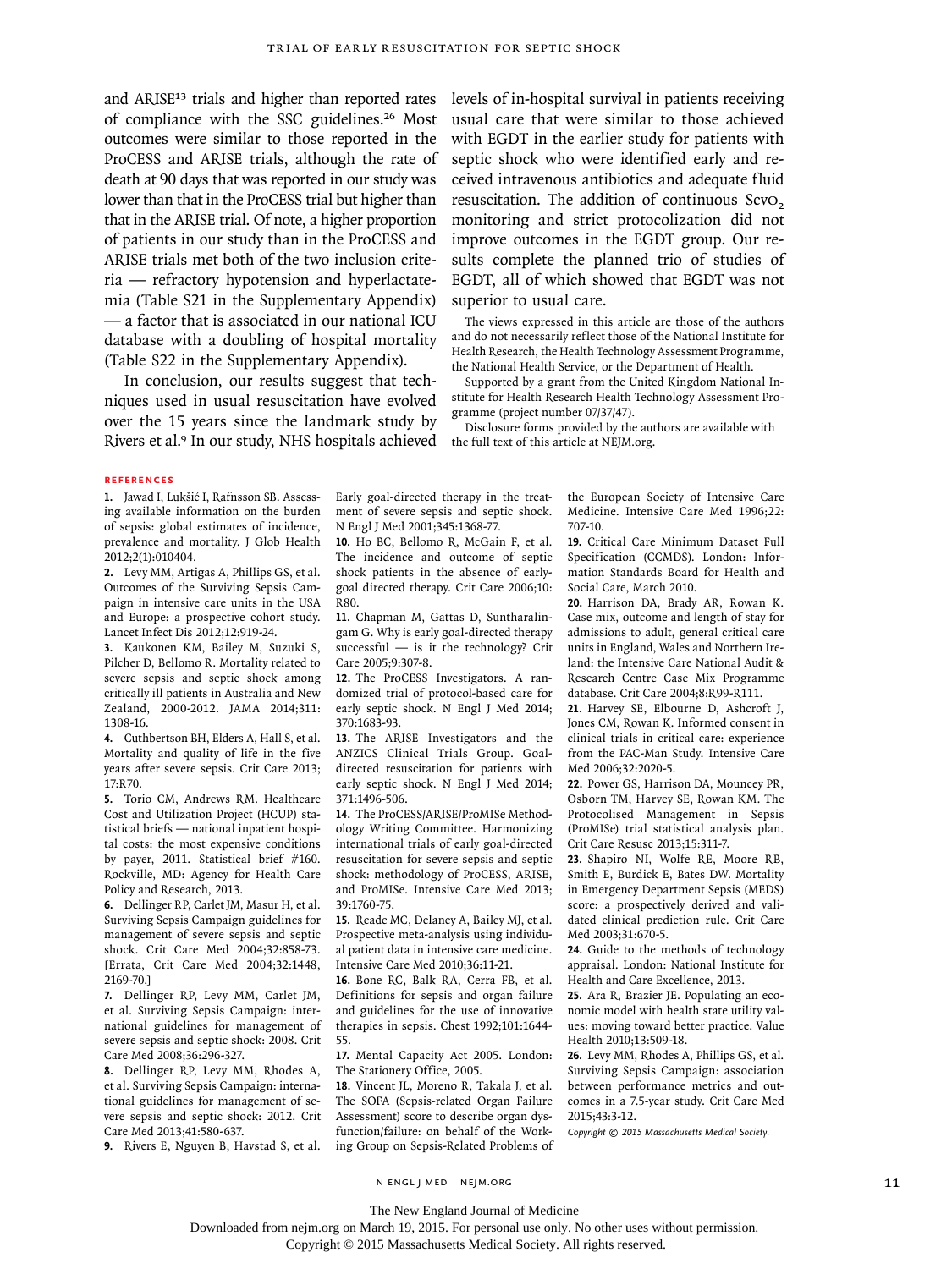and ARISE[13] trials and higher than reported rates of compliance with the SSC guidelines.[26] Most outcomes were similar to those reported in the ProCESS and ARISE trials, although the rate of death at 90 days that was reported in our study was lower than that in the ProCESS trial but higher than that in the ARISE trial. Of note, a higher proportion of patients in our study than in the ProCESS and ARISE trials met both of the two inclusion criteria — refractory hypotension and hyperlactatemia (Table S21 in the Supplementary Appendix) — a factor that is associated in our national ICU database with a doubling of hospital mortality (Table S22 in the Supplementary Appendix).

In conclusion, our results suggest that techniques used in usual resuscitation have evolved over the 15 years since the landmark study by Rivers et al.[9] In our study, NHS hospitals achieved levels of in-hospital survival in patients receiving usual care that were similar to those achieved with EGDT in the earlier study for patients with septic shock who were identified early and received intravenous antibiotics and adequate fluid resuscitation. The addition of continuous $ScvO_2$ monitoring and strict protocolization did not improve outcomes in the EGDT group. Our results complete the planned trio of studies of EGDT, all of which showed that EGDT was not superior to usual care.

The views expressed in this article are those of the authors and do not necessarily reflect those of the National Institute for Health Research, the Health Technology Assessment Programme, the National Health Service, or the Department of Health.

Supported by a grant from the United Kingdom National Institute for Health Research Health Technology Assessment Programme (project number 07/37/47).

Disclosure forms provided by the authors are available with the full text of this article at NEJM.org.

## References

1. Jawad I, Lukšić I, Rafnsson SB. Assessing available information on the burden of sepsis: global estimates of incidence, prevalence and mortality. J Glob Health 2012;2(1):010404.
2. Levy MM, Artigas A, Phillips GS, et al. Outcomes of the Surviving Sepsis Campaign in intensive care units in the USA and Europe: a prospective cohort study. Lancet Infect Dis 2012;12:919-24.
3. Kaukonen KM, Bailey M, Suzuki S, Pilcher D, Bellomo R. Mortality related to severe sepsis and septic shock among critically ill patients in Australia and New Zealand, 2000-2012. JAMA 2014;311:1308-16.
4. Cuthbertson BH, Elders A, Hall S, et al. Mortality and quality of life in the five years after severe sepsis. Crit Care 2013;17:R70.
5. Torio CM, Andrews RM. Healthcare Cost and Utilization Project (HCUP) statistical briefs — national inpatient hospital costs: the most expensive conditions by payer, 2011. Statistical brief #160. Rockville, MD: Agency for Health Care Policy and Research, 2013.
6. Dellinger RP, Carlet JM, Masur H, et al. Surviving Sepsis Campaign guidelines for management of severe sepsis and septic shock. Crit Care Med 2004;32:858-73. [Errata, Crit Care Med 2004;32:1448, 2169-70.]
7. Dellinger RP, Levy MM, Carlet JM, et al. Surviving Sepsis Campaign: international guidelines for management of severe sepsis and septic shock: 2008. Crit Care Med 2008;36:296-327.
8. Dellinger RP, Levy MM, Rhodes A, et al. Surviving Sepsis Campaign: international guidelines for management of severe sepsis and septic shock: 2012. Crit Care Med 2013;41:580-637.
9. Rivers E, Nguyen B, Havstad S, et al. Early goal-directed therapy in the treatment of severe sepsis and septic shock. N Engl J Med 2001;345:1368-77.
10. Ho BC, Bellomo R, McGain F, et al. The incidence and outcome of septic shock patients in the absence of early-goal directed therapy. Crit Care 2006;10:R80.
11. Chapman M, Gattas D, Suntharalingam G. Why is early goal-directed therapy successful — is it the technology? Crit Care 2005;9:307-8.
12. The ProCESS Investigators. A randomized trial of protocol-based care for early septic shock. N Engl J Med 2014;370:1683-93.
13. The ARISE Investigators and the ANZICS Clinical Trials Group. Goal-directed resuscitation for patients with early septic shock. N Engl J Med 2014;371:1496-506.
14. The ProCESS/ARISE/ProMISe Methodology Writing Committee. Harmonizing international trials of early goal-directed resuscitation for severe sepsis and septic shock: methodology of ProCESS, ARISE, and ProMISe. Intensive Care Med 2013;39:1760-75.
15. Reade MC, Delaney A, Bailey MJ, et al. Prospective meta-analysis using individual patient data in intensive care medicine. Intensive Care Med 2010;36:11-21.
16. Bone RC, Balk RA, Cerra FB, et al. Definitions for sepsis and organ failure and guidelines for the use of innovative therapies in sepsis. Chest 1992;101:1644-55.
17. Mental Capacity Act 2005. London: The Stationery Office, 2005.
18. Vincent JL, Moreno R, Takala J, et al. The SOFA (Sepsis-related Organ Failure Assessment) score to describe organ dysfunction/failure: on behalf of the Working Group on Sepsis-Related Problems of the European Society of Intensive Care Medicine. Intensive Care Med 1996;22:707-10.
19. Critical Care Minimum Dataset Full Specification (CCMDS). London: Information Standards Board for Health and Social Care, March 2010.
20. Harrison DA, Brady AR, Rowan K. Case mix, outcome and length of stay for admissions to adult, general critical care units in England, Wales and Northern Ireland: the Intensive Care National Audit & Research Centre Case Mix Programme database. Crit Care 2004;8:R99-R111.
21. Harvey SE, Elbourne D, Ashcroft J, Jones CM, Rowan K. Informed consent in clinical trials in critical care: experience from the PAC-Man Study. Intensive Care Med 2006;32:2020-5.
22. Power GS, Harrison DA, Mouncey PR, Osborn TM, Harvey SE, Rowan KM. The Protocolised Management in Sepsis (ProMISe) trial statistical analysis plan. Crit Care Resusc 2013;15:311-7.
23. Shapiro NI, Wolfe RE, Moore RB, Smith E, Burdick E, Bates DW. Mortality in Emergency Department Sepsis (MEDS) score: a prospectively derived and validated clinical prediction rule. Crit Care Med 2003;31:670-5.
24. Guide to the methods of technology appraisal. London: National Institute for Health and Care Excellence, 2013.
25. Ara R, Brazier JE. Populating an economic model with health state utility values: moving toward better practice. Value Health 2010;13:509-18.
26. Levy MM, Rhodes A, Phillips GS, et al. Surviving Sepsis Campaign: association between performance metrics and outcomes in a 7.5-year study. Crit Care Med 2015;43:3-12.

*Copyright © 2015 Massachusetts Medical Society.*